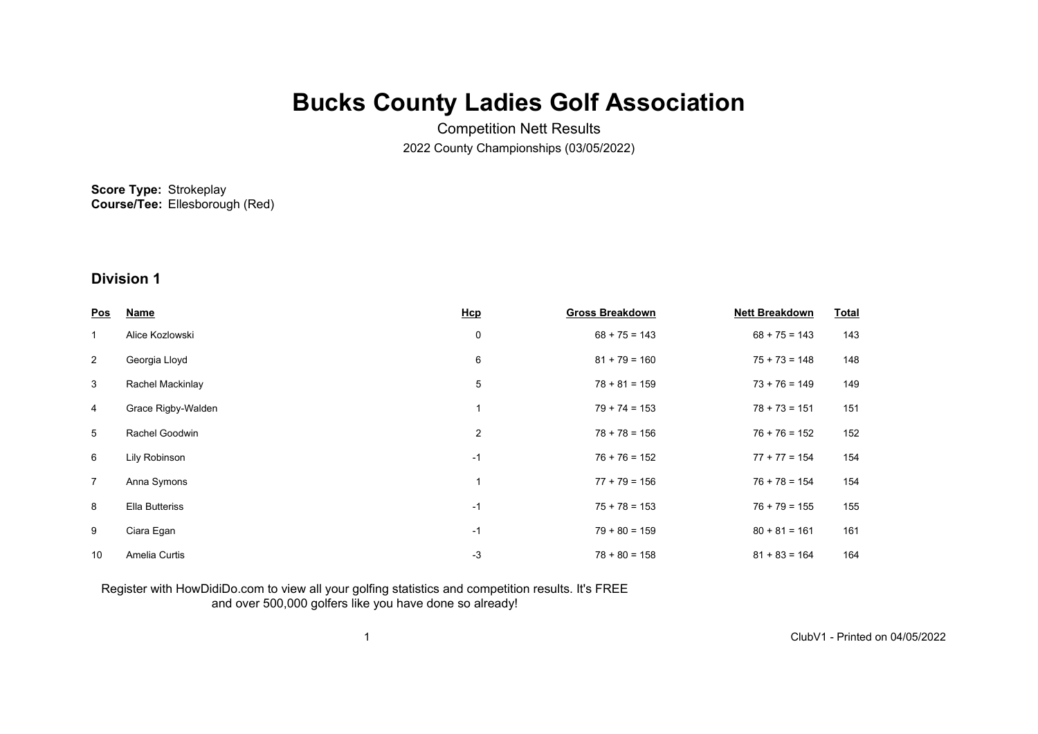# Bucks County Ladies Golf Association

Competition Nett Results

2022 County Championships (03/05/2022)

**Score Type:** Strokeplay
**Course/Tee:** Ellesborough (Red)

## Division 1

| Pos | Name | Hcp | Gross Breakdown | Nett Breakdown | Total |
|---|---|---|---|---|---|
| 1 | Alice Kozlowski | 0 | 68 + 75 = 143 | 68 + 75 = 143 | 143 |
| 2 | Georgia Lloyd | 6 | 81 + 79 = 160 | 75 + 73 = 148 | 148 |
| 3 | Rachel Mackinlay | 5 | 78 + 81 = 159 | 73 + 76 = 149 | 149 |
| 4 | Grace Rigby-Walden | 1 | 79 + 74 = 153 | 78 + 73 = 151 | 151 |
| 5 | Rachel Goodwin | 2 | 78 + 78 = 156 | 76 + 76 = 152 | 152 |
| 6 | Lily Robinson | -1 | 76 + 76 = 152 | 77 + 77 = 154 | 154 |
| 7 | Anna Symons | 1 | 77 + 79 = 156 | 76 + 78 = 154 | 154 |
| 8 | Ella Butteriss | -1 | 75 + 78 = 153 | 76 + 79 = 155 | 155 |
| 9 | Ciara Egan | -1 | 79 + 80 = 159 | 80 + 81 = 161 | 161 |
| 10 | Amelia Curtis | -3 | 78 + 80 = 158 | 81 + 83 = 164 | 164 |

Register with HowDidiDo.com to view all your golfing statistics and competition results. It's FREE and over 500,000 golfers like you have done so already!

ClubV1 - Printed on 04/05/2022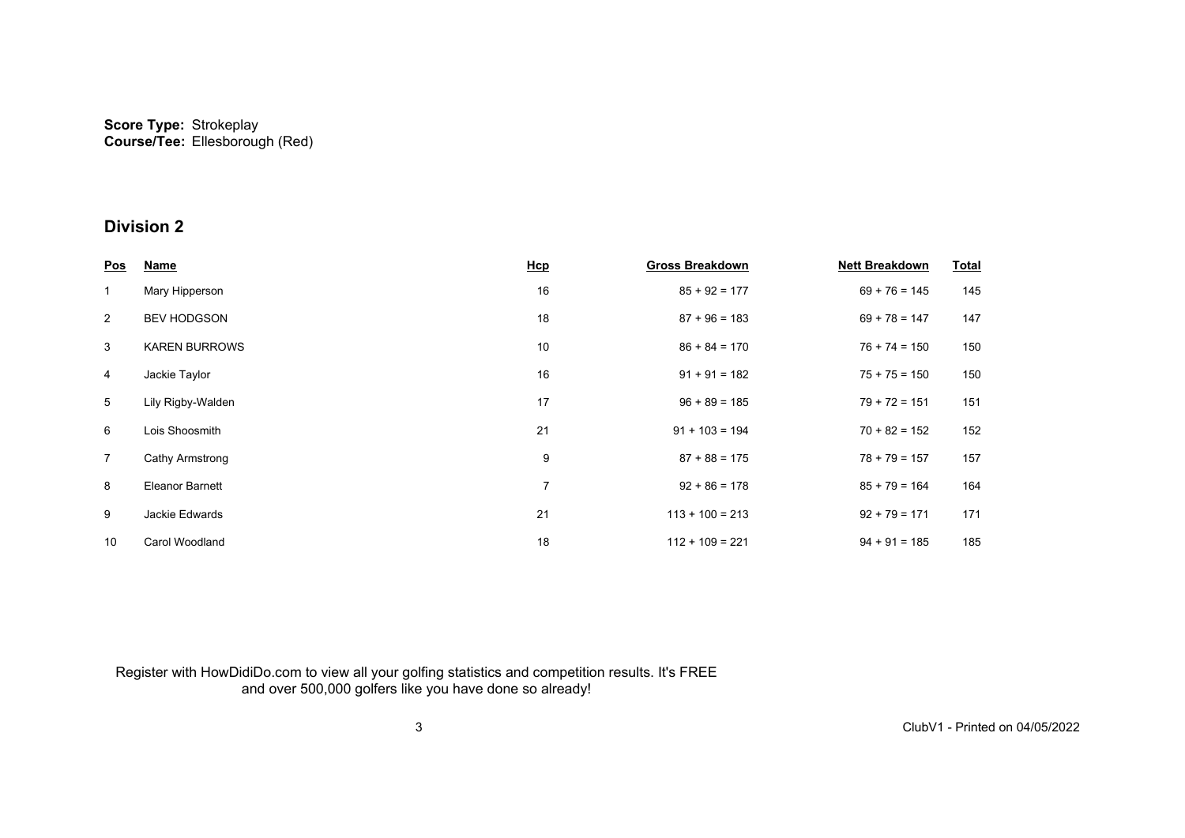**Score Type:** Strokeplay
**Course/Tee:** Ellesborough (Red)

## Division 2

| Pos | Name | Hcp | Gross Breakdown | Nett Breakdown | Total |
|---|---|---|---|---|---|
| 1 | Mary Hipperson | 16 | 85 + 92 = 177 | 69 + 76 = 145 | 145 |
| 2 | BEV HODGSON | 18 | 87 + 96 = 183 | 69 + 78 = 147 | 147 |
| 3 | KAREN BURROWS | 10 | 86 + 84 = 170 | 76 + 74 = 150 | 150 |
| 4 | Jackie Taylor | 16 | 91 + 91 = 182 | 75 + 75 = 150 | 150 |
| 5 | Lily Rigby-Walden | 17 | 96 + 89 = 185 | 79 + 72 = 151 | 151 |
| 6 | Lois Shoosmith | 21 | 91 + 103 = 194 | 70 + 82 = 152 | 152 |
| 7 | Cathy Armstrong | 9 | 87 + 88 = 175 | 78 + 79 = 157 | 157 |
| 8 | Eleanor Barnett | 7 | 92 + 86 = 178 | 85 + 79 = 164 | 164 |
| 9 | Jackie Edwards | 21 | 113 + 100 = 213 | 92 + 79 = 171 | 171 |
| 10 | Carol Woodland | 18 | 112 + 109 = 221 | 94 + 91 = 185 | 185 |

Register with HowDidiDo.com to view all your golfing statistics and competition results. It's FREE and over 500,000 golfers like you have done so already!

ClubV1 - Printed on 04/05/2022